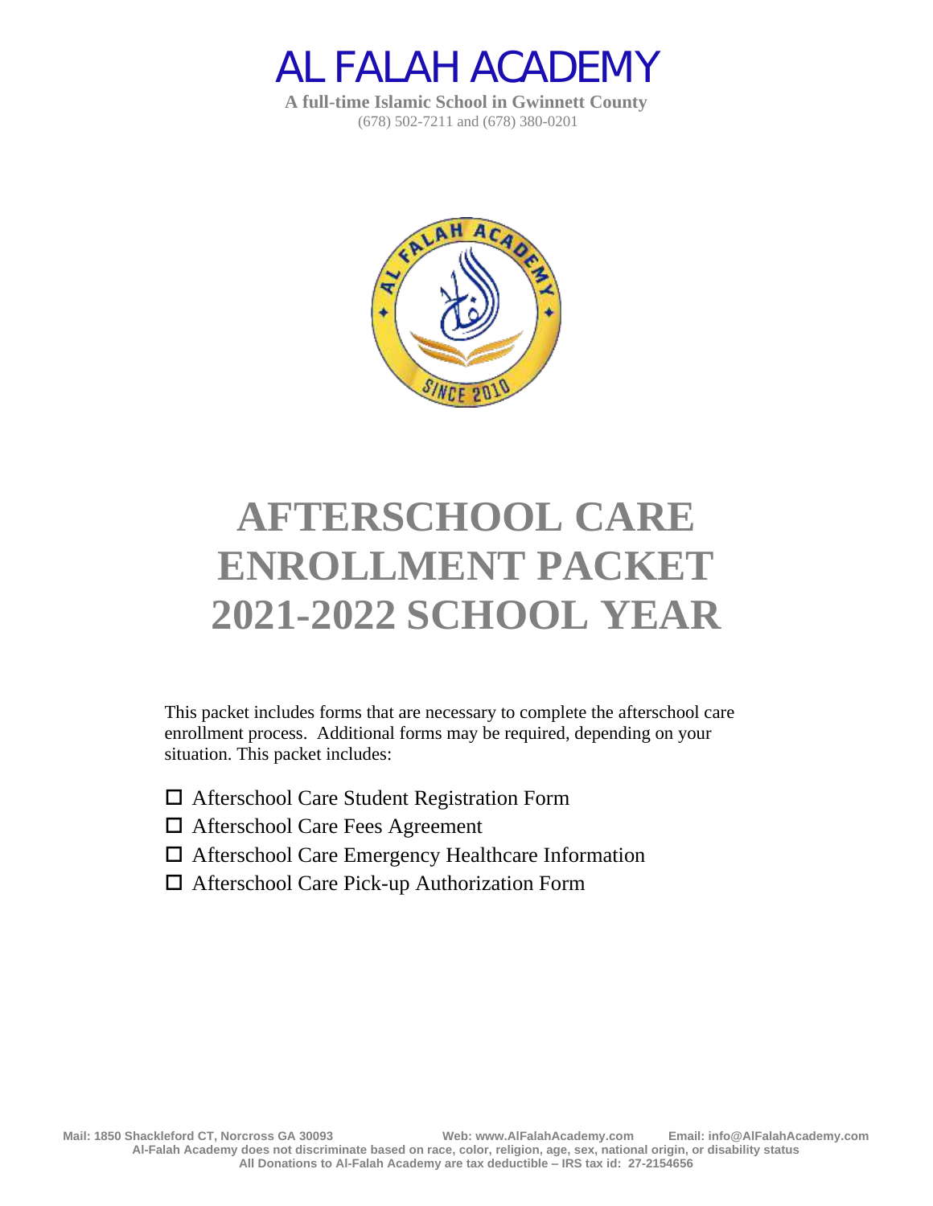# AL FALAH ACADEMY

**A full-time Islamic School in Gwinnett County**
(678) 502-7211 and (678) 380-0201

# AFTERSCHOOL CARE ENROLLMENT PACKET 2021-2022 SCHOOL YEAR

This packet includes forms that are necessary to complete the afterschool care enrollment process. Additional forms may be required, depending on your situation. This packet includes:

- ☐ Afterschool Care Student Registration Form
- ☐ Afterschool Care Fees Agreement
- ☐ Afterschool Care Emergency Healthcare Information
- ☐ Afterschool Care Pick-up Authorization Form

**Mail: 1850 Shackleford CT, Norcross GA 30093 Web: www.AlFalahAcademy.com Email: info@AlFalahAcademy.com**
**Al-Falah Academy does not discriminate based on race, color, religion, age, sex, national origin, or disability status**
**All Donations to Al-Falah Academy are tax deductible – IRS tax id: 27-2154656**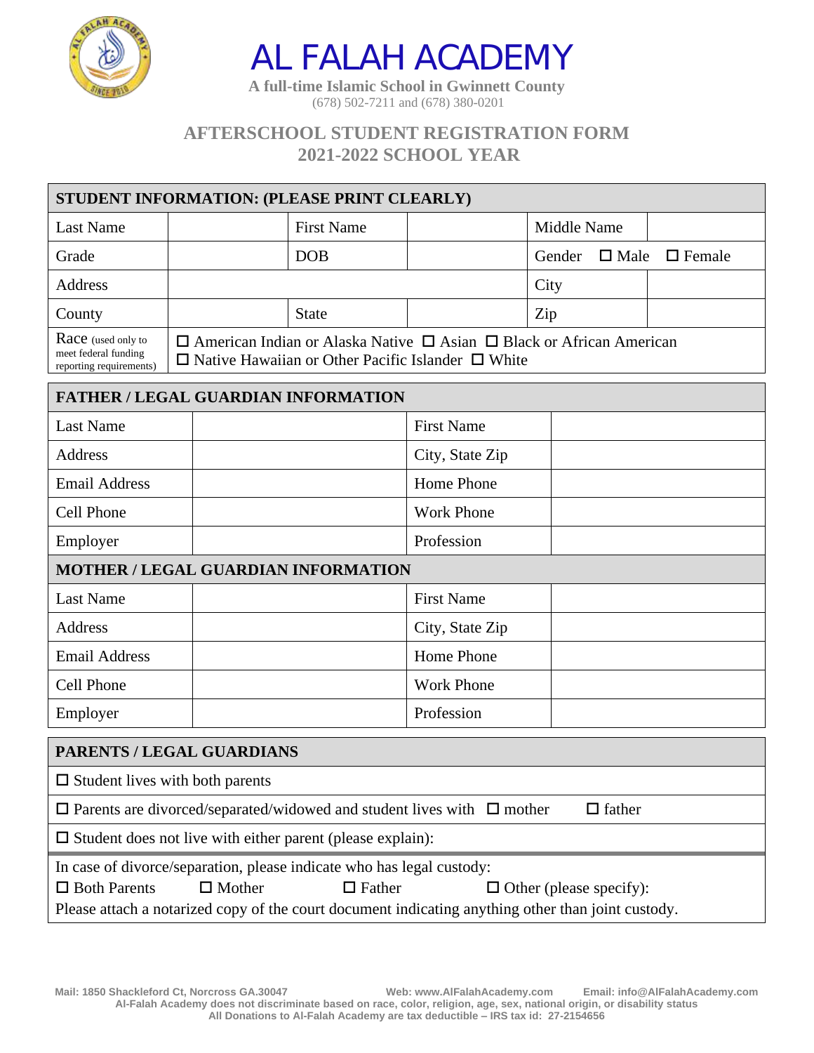# AL FALAH ACADEMY

**A full-time Islamic School in Gwinnett County**

(678) 502-7211 and (678) 380-0201

## AFTERSCHOOL STUDENT REGISTRATION FORM
## 2021-2022 SCHOOL YEAR

| **STUDENT INFORMATION: (PLEASE PRINT CLEARLY)** | | | | | |
|---|---|---|---|---|---|
| Last Name | | First Name | | Middle Name | |
| Grade | | DOB | | Gender ☐ Male ☐ Female | |
| Address | | | | City | |
| County | | State | | Zip | |
| Race (used only to meet federal funding reporting requirements) | ☐ American Indian or Alaska Native ☐ Asian ☐ Black or African American ☐ Native Hawaiian or Other Pacific Islander ☐ White | | | | |

| **FATHER / LEGAL GUARDIAN INFORMATION** | | | |
|---|---|---|---|
| Last Name | | First Name | |
| Address | | City, State Zip | |
| Email Address | | Home Phone | |
| Cell Phone | | Work Phone | |
| Employer | | Profession | |
| **MOTHER / LEGAL GUARDIAN INFORMATION** | | | |
| Last Name | | First Name | |
| Address | | City, State Zip | |
| Email Address | | Home Phone | |
| Cell Phone | | Work Phone | |
| Employer | | Profession | |

| **PARENTS / LEGAL GUARDIANS** |
|---|
| ☐ Student lives with both parents |
| ☐ Parents are divorced/separated/widowed and student lives with ☐ mother ☐ father |
| ☐ Student does not live with either parent (please explain): |
| In case of divorce/separation, please indicate who has legal custody: ☐ Both Parents ☐ Mother ☐ Father ☐ Other (please specify): Please attach a notarized copy of the court document indicating anything other than joint custody. |

Mail: 1850 Shackleford Ct, Norcross GA.30047 Web: www.AlFalahAcademy.com Email: info@AlFalahAcademy.com

Al-Falah Academy does not discriminate based on race, color, religion, age, sex, national origin, or disability status

All Donations to Al-Falah Academy are tax deductible – IRS tax id: 27-2154656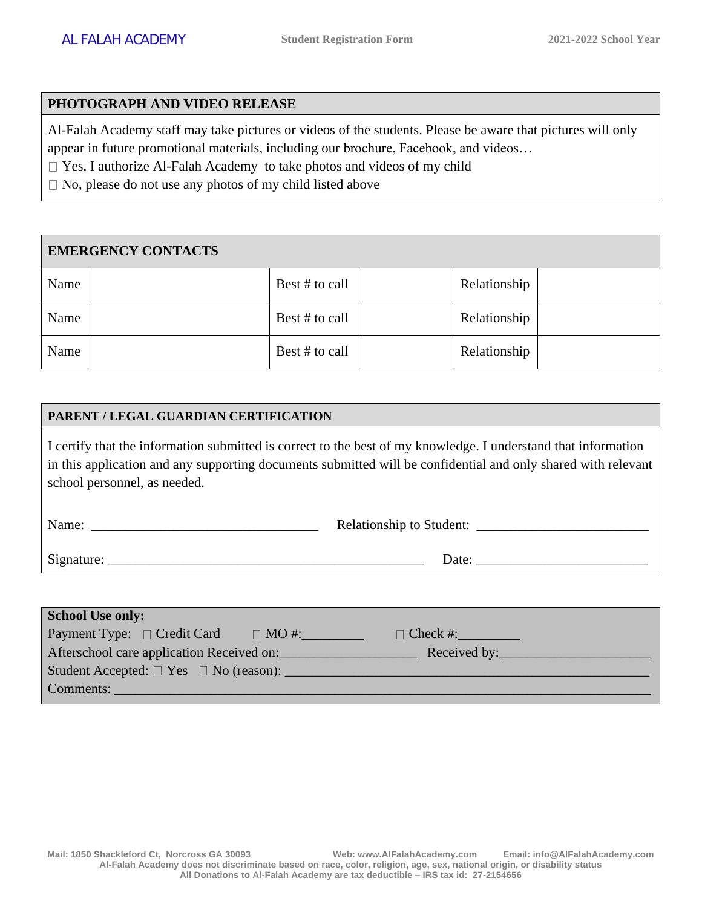## PHOTOGRAPH AND VIDEO RELEASE

Al-Falah Academy staff may take pictures or videos of the students. Please be aware that pictures will only appear in future promotional materials, including our brochure, Facebook, and videos…

☐ Yes, I authorize Al-Falah Academy to take photos and videos of my child

☐ No, please do not use any photos of my child listed above

## EMERGENCY CONTACTS

| Name | | Best # to call | | Relationship | |
|---|---|---|---|---|---|
| Name | | Best # to call | | Relationship | |
| Name | | Best # to call | | Relationship | |

## PARENT / LEGAL GUARDIAN CERTIFICATION

I certify that the information submitted is correct to the best of my knowledge. I understand that information in this application and any supporting documents submitted will be confidential and only shared with relevant school personnel, as needed.

Name: ________________________________ Relationship to Student: _________________________

Signature: ______________________________________________ Date: _________________________

**School Use only:**

Payment Type: ☐ Credit Card ☐ MO #:_________ ☐ Check #:_________

Afterschool care application Received on:____________________ Received by:______________________

Student Accepted: ☐ Yes ☐ No (reason): ______________________________________________________

Comments: ______________________________________________________________________________

Mail: 1850 Shackleford Ct, Norcross GA 30093 Web: www.AlFalahAcademy.com Email: info@AlFalahAcademy.com

Al-Falah Academy does not discriminate based on race, color, religion, age, sex, national origin, or disability status

All Donations to Al-Falah Academy are tax deductible – IRS tax id: 27-2154656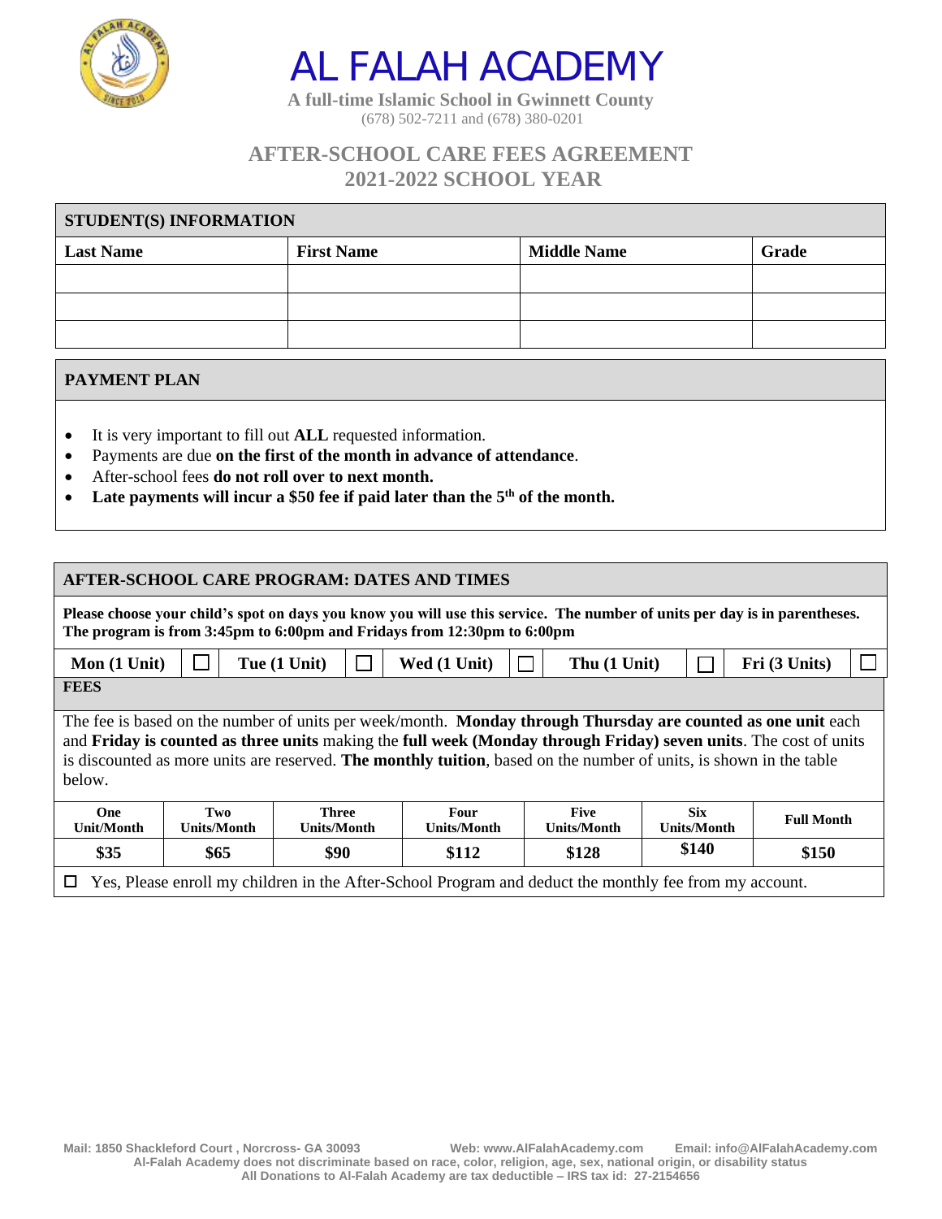# AL FALAH ACADEMY

**A full-time Islamic School in Gwinnett County**
(678) 502-7211 and (678) 380-0201

## AFTER-SCHOOL CARE FEES AGREEMENT
## 2021-2022 SCHOOL YEAR

| **STUDENT(S) INFORMATION** | | | |
|---|---|---|---|
| **Last Name** | **First Name** | **Middle Name** | **Grade** |
| | | | |
| | | | |
| | | | |

**PAYMENT PLAN**

- It is very important to fill out **ALL** requested information.
- Payments are due **on the first of the month in advance of attendance**.
- After-school fees **do not roll over to next month.**
- **Late payments will incur a $50 fee if paid later than the 5th of the month.**

**AFTER-SCHOOL CARE PROGRAM: DATES AND TIMES**

**Please choose your child's spot on days you know you will use this service. The number of units per day is in parentheses. The program is from 3:45pm to 6:00pm and Fridays from 12:30pm to 6:00pm**

| **Mon (1 Unit)** | ☐ | **Tue (1 Unit)** | ☐ | **Wed (1 Unit)** | ☐ | **Thu (1 Unit)** | ☐ | **Fri (3 Units)** | ☐ |
|---|---|---|---|---|---|---|---|---|---|

**FEES**

The fee is based on the number of units per week/month. **Monday through Thursday are counted as one unit** each and **Friday is counted as three units** making the **full week (Monday through Friday) seven units**. The cost of units is discounted as more units are reserved. **The monthly tuition**, based on the number of units, is shown in the table below.

| One Unit/Month | Two Units/Month | Three Units/Month | Four Units/Month | Five Units/Month | Six Units/Month | Full Month |
|---|---|---|---|---|---|---|
| $35 | $65 | $90 | $112 | $128 | $140 | $150 |

☐ Yes, Please enroll my children in the After-School Program and deduct the monthly fee from my account.

Mail: 1850 Shackleford Court , Norcross- GA 30093 Web: www.AlFalahAcademy.com Email: info@AlFalahAcademy.com
Al-Falah Academy does not discriminate based on race, color, religion, age, sex, national origin, or disability status
All Donations to Al-Falah Academy are tax deductible – IRS tax id: 27-2154656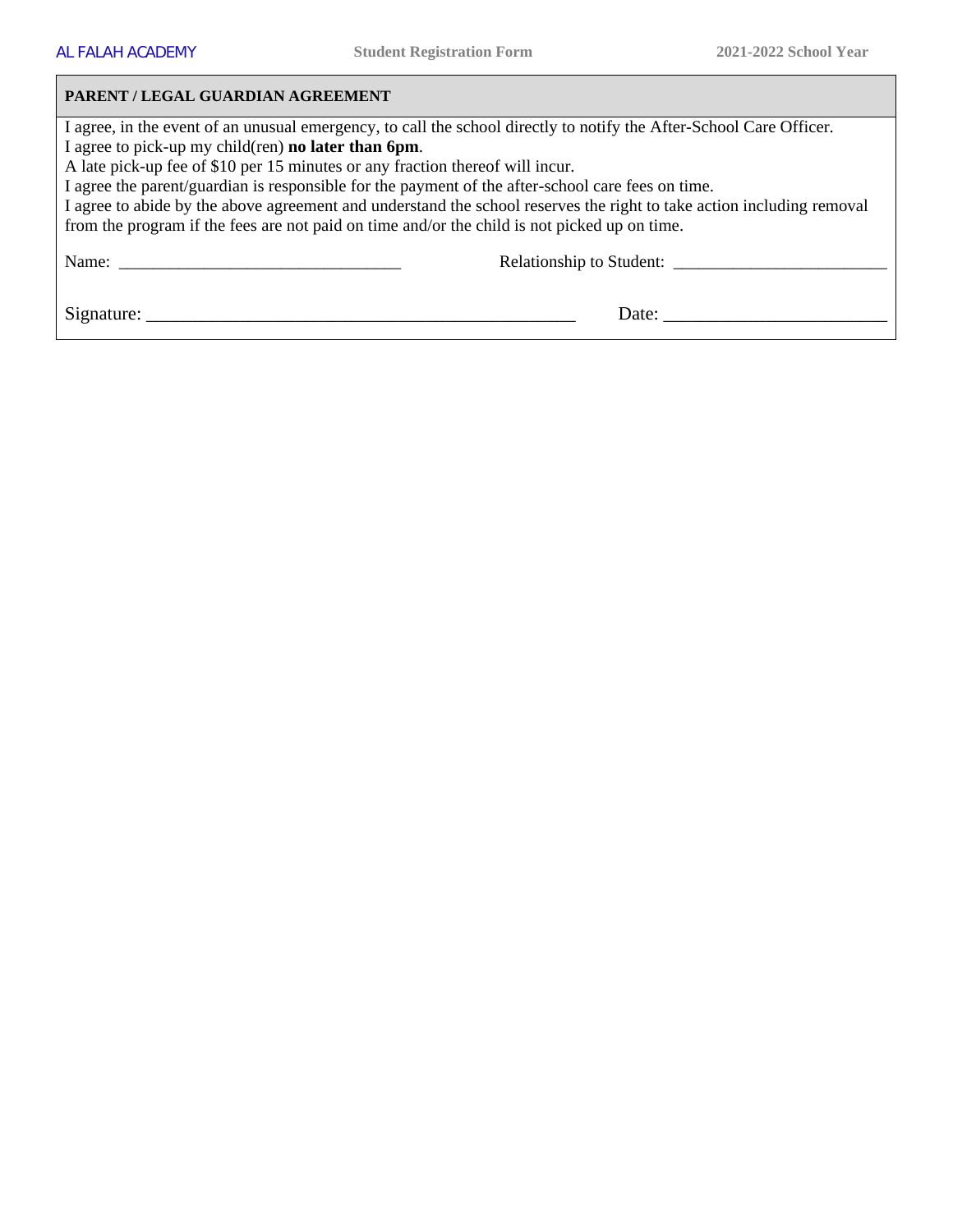## PARENT / LEGAL GUARDIAN AGREEMENT

I agree, in the event of an unusual emergency, to call the school directly to notify the After-School Care Officer.
I agree to pick-up my child(ren) **no later than 6pm**.
A late pick-up fee of $10 per 15 minutes or any fraction thereof will incur.
I agree the parent/guardian is responsible for the payment of the after-school care fees on time.
I agree to abide by the above agreement and understand the school reserves the right to take action including removal from the program if the fees are not paid on time and/or the child is not picked up on time.

Name: ________________________________ Relationship to Student: ________________________

Signature: ________________________________________________ Date: ________________________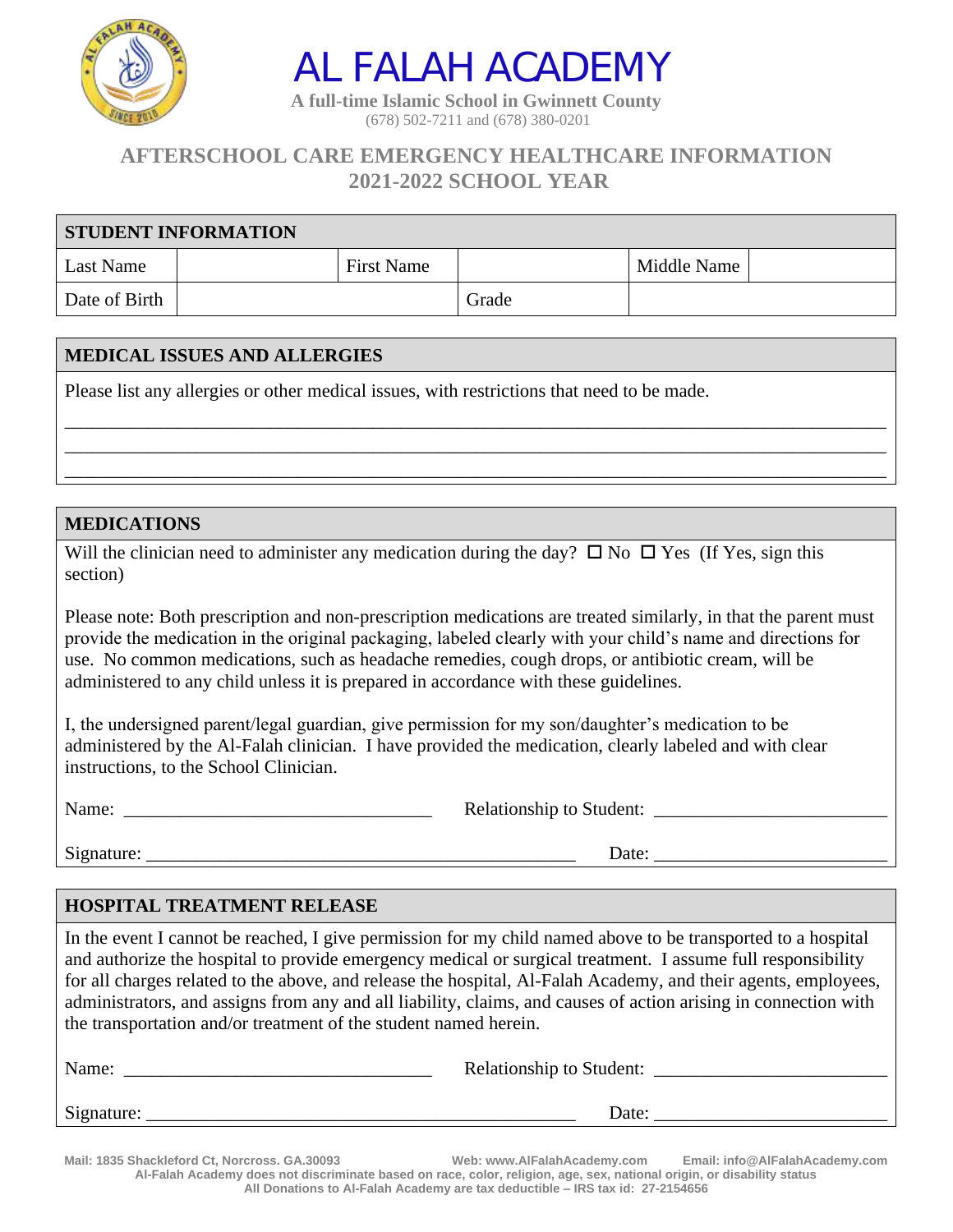# AL FALAH ACADEMY

**A full-time Islamic School in Gwinnett County**
(678) 502-7211 and (678) 380-0201

## AFTERSCHOOL CARE EMERGENCY HEALTHCARE INFORMATION 2021-2022 SCHOOL YEAR

| STUDENT INFORMATION | | | | | |
|---|---|---|---|---|---|
| Last Name | | First Name | | Middle Name | |
| Date of Birth | | Grade | | | |

### MEDICAL ISSUES AND ALLERGIES

Please list any allergies or other medical issues, with restrictions that need to be made.

_______________________________________________________________________________
_______________________________________________________________________________
_______________________________________________________________________________

### MEDICATIONS

Will the clinician need to administer any medication during the day? ☐ No ☐ Yes (If Yes, sign this section)

Please note: Both prescription and non-prescription medications are treated similarly, in that the parent must provide the medication in the original packaging, labeled clearly with your child's name and directions for use. No common medications, such as headache remedies, cough drops, or antibiotic cream, will be administered to any child unless it is prepared in accordance with these guidelines.

I, the undersigned parent/legal guardian, give permission for my son/daughter's medication to be administered by the Al-Falah clinician. I have provided the medication, clearly labeled and with clear instructions, to the School Clinician.

Name: _________________________________ Relationship to Student: ________________________

Signature: _______________________________________________ Date: ________________________

### HOSPITAL TREATMENT RELEASE

In the event I cannot be reached, I give permission for my child named above to be transported to a hospital and authorize the hospital to provide emergency medical or surgical treatment. I assume full responsibility for all charges related to the above, and release the hospital, Al-Falah Academy, and their agents, employees, administrators, and assigns from any and all liability, claims, and causes of action arising in connection with the transportation and/or treatment of the student named herein.

Name: _________________________________ Relationship to Student: ________________________

Signature: _______________________________________________ Date: ________________________

Mail: 1835 Shackleford Ct, Norcross. GA.30093 Web: www.AlFalahAcademy.com Email: info@AlFalahAcademy.com
Al-Falah Academy does not discriminate based on race, color, religion, age, sex, national origin, or disability status
All Donations to Al-Falah Academy are tax deductible – IRS tax id: 27-2154656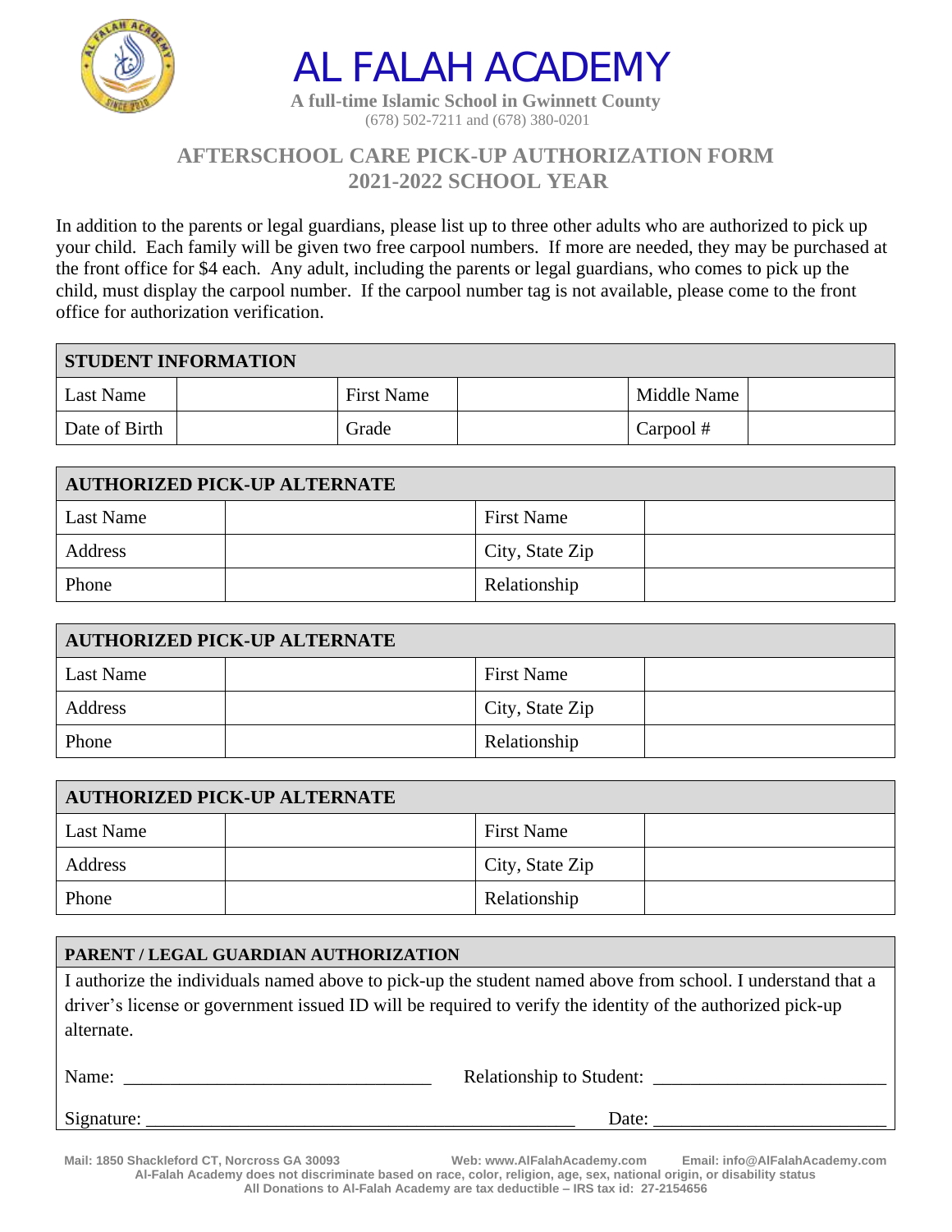# AL FALAH ACADEMY

**A full-time Islamic School in Gwinnett County**
(678) 502-7211 and (678) 380-0201

## AFTERSCHOOL CARE PICK-UP AUTHORIZATION FORM
## 2021-2022 SCHOOL YEAR

In addition to the parents or legal guardians, please list up to three other adults who are authorized to pick up your child. Each family will be given two free carpool numbers. If more are needed, they may be purchased at the front office for $4 each. Any adult, including the parents or legal guardians, who comes to pick up the child, must display the carpool number. If the carpool number tag is not available, please come to the front office for authorization verification.

| **STUDENT INFORMATION** | | | | | |
|---|---|---|---|---|---|
| Last Name | | First Name | | Middle Name | |
| Date of Birth | | Grade | | Carpool # | |

| **AUTHORIZED PICK-UP ALTERNATE** | | | |
|---|---|---|---|
| Last Name | | First Name | |
| Address | | City, State Zip | |
| Phone | | Relationship | |

| **AUTHORIZED PICK-UP ALTERNATE** | | | |
|---|---|---|---|
| Last Name | | First Name | |
| Address | | City, State Zip | |
| Phone | | Relationship | |

| **AUTHORIZED PICK-UP ALTERNATE** | | | |
|---|---|---|---|
| Last Name | | First Name | |
| Address | | City, State Zip | |
| Phone | | Relationship | |

**PARENT / LEGAL GUARDIAN AUTHORIZATION**

I authorize the individuals named above to pick-up the student named above from school. I understand that a driver's license or government issued ID will be required to verify the identity of the authorized pick-up alternate.

Name: _________________________________ Relationship to Student: _________________________

Signature: _______________________________________________ Date: _________________________

**Mail: 1850 Shackleford CT, Norcross GA 30093 Web: www.AlFalahAcademy.com Email: info@AlFalahAcademy.com**
**Al-Falah Academy does not discriminate based on race, color, religion, age, sex, national origin, or disability status**
**All Donations to Al-Falah Academy are tax deductible – IRS tax id: 27-2154656**